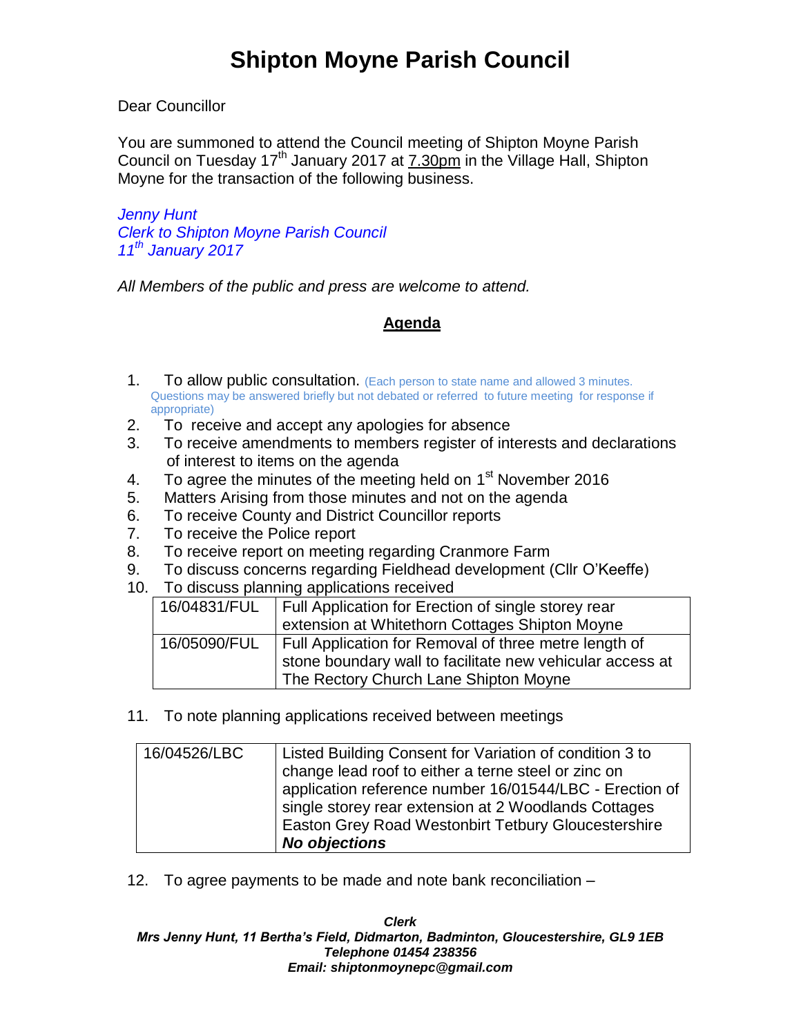# Shipton Moyne Parish Council

Dear Councillor

You are summoned to attend the Council meeting of Shipton Moyne Parish Council on Tuesday 17th January 2017 at 7.30pm in the Village Hall, Shipton Moyne for the transaction of the following business.

*Jenny Hunt*
*Clerk to Shipton Moyne Parish Council*
*11th January 2017*

*All Members of the public and press are welcome to attend.*

## Agenda

1. To allow public consultation. (Each person to state name and allowed 3 minutes. Questions may be answered briefly but not debated or referred to future meeting for response if appropriate)
2. To receive and accept any apologies for absence
3. To receive amendments to members register of interests and declarations of interest to items on the agenda
4. To agree the minutes of the meeting held on 1st November 2016
5. Matters Arising from those minutes and not on the agenda
6. To receive County and District Councillor reports
7. To receive the Police report
8. To receive report on meeting regarding Cranmore Farm
9. To discuss concerns regarding Fieldhead development (Cllr O'Keeffe)
10. To discuss planning applications received

| | |
|---|---|
| 16/04831/FUL | Full Application for Erection of single storey rear extension at Whitethorn Cottages Shipton Moyne |
| 16/05090/FUL | Full Application for Removal of three metre length of stone boundary wall to facilitate new vehicular access at The Rectory Church Lane Shipton Moyne |

11. To note planning applications received between meetings

| | |
|---|---|
| 16/04526/LBC | Listed Building Consent for Variation of condition 3 to change lead roof to either a terne steel or zinc on application reference number 16/01544/LBC - Erection of single storey rear extension at 2 Woodlands Cottages Easton Grey Road Westonbirt Tetbury Gloucestershire ***No objections*** |

12. To agree payments to be made and note bank reconciliation –

***Clerk***
***Mrs Jenny Hunt, 11 Bertha's Field, Didmarton, Badminton, Gloucestershire, GL9 1EB***
***Telephone 01454 238356***
***Email: shiptonmoynepc@gmail.com***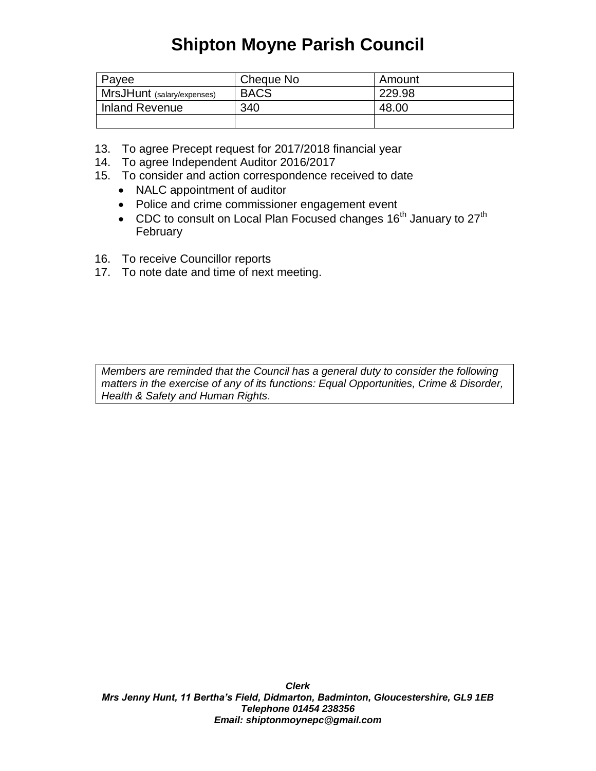# Shipton Moyne Parish Council

| Payee | Cheque No | Amount |
| --- | --- | --- |
| MrsJHunt (salary/expenses) | BACS | 229.98 |
| Inland Revenue | 340 | 48.00 |
| | | |

13. To agree Precept request for 2017/2018 financial year
14. To agree Independent Auditor 2016/2017
15. To consider and action correspondence received to date
    - NALC appointment of auditor
    - Police and crime commissioner engagement event
    - CDC to consult on Local Plan Focused changes 16th January to 27th February
16. To receive Councillor reports
17. To note date and time of next meeting.

*Members are reminded that the Council has a general duty to consider the following matters in the exercise of any of its functions: Equal Opportunities, Crime & Disorder, Health & Safety and Human Rights.*

***Clerk***
***Mrs Jenny Hunt, 11 Bertha's Field, Didmarton, Badminton, Gloucestershire, GL9 1EB***
***Telephone 01454 238356***
***Email: shiptonmoynepc@gmail.com***